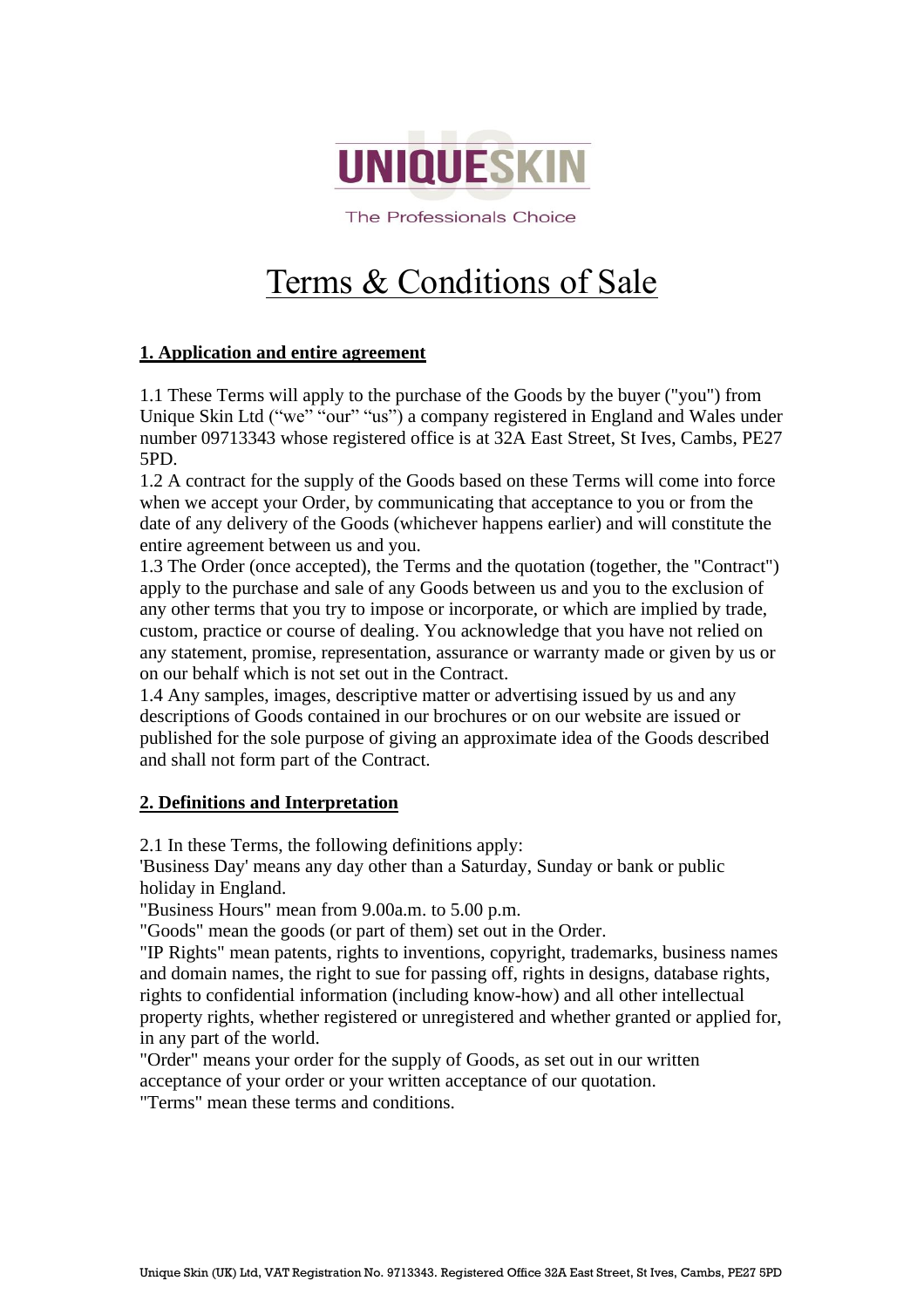**UNIQUESKIN**

The Professionals Choice

# Terms & Conditions of Sale

## 1. Application and entire agreement

1.1 These Terms will apply to the purchase of the Goods by the buyer ("you") from Unique Skin Ltd ("we" "our" "us") a company registered in England and Wales under number 09713343 whose registered office is at 32A East Street, St Ives, Cambs, PE27 5PD.
1.2 A contract for the supply of the Goods based on these Terms will come into force when we accept your Order, by communicating that acceptance to you or from the date of any delivery of the Goods (whichever happens earlier) and will constitute the entire agreement between us and you.
1.3 The Order (once accepted), the Terms and the quotation (together, the "Contract") apply to the purchase and sale of any Goods between us and you to the exclusion of any other terms that you try to impose or incorporate, or which are implied by trade, custom, practice or course of dealing. You acknowledge that you have not relied on any statement, promise, representation, assurance or warranty made or given by us or on our behalf which is not set out in the Contract.
1.4 Any samples, images, descriptive matter or advertising issued by us and any descriptions of Goods contained in our brochures or on our website are issued or published for the sole purpose of giving an approximate idea of the Goods described and shall not form part of the Contract.

## 2. Definitions and Interpretation

2.1 In these Terms, the following definitions apply:
'Business Day' means any day other than a Saturday, Sunday or bank or public holiday in England.
"Business Hours" mean from 9.00a.m. to 5.00 p.m.
"Goods" mean the goods (or part of them) set out in the Order.
"IP Rights" mean patents, rights to inventions, copyright, trademarks, business names and domain names, the right to sue for passing off, rights in designs, database rights, rights to confidential information (including know-how) and all other intellectual property rights, whether registered or unregistered and whether granted or applied for, in any part of the world.
"Order" means your order for the supply of Goods, as set out in our written acceptance of your order or your written acceptance of our quotation.
"Terms" mean these terms and conditions.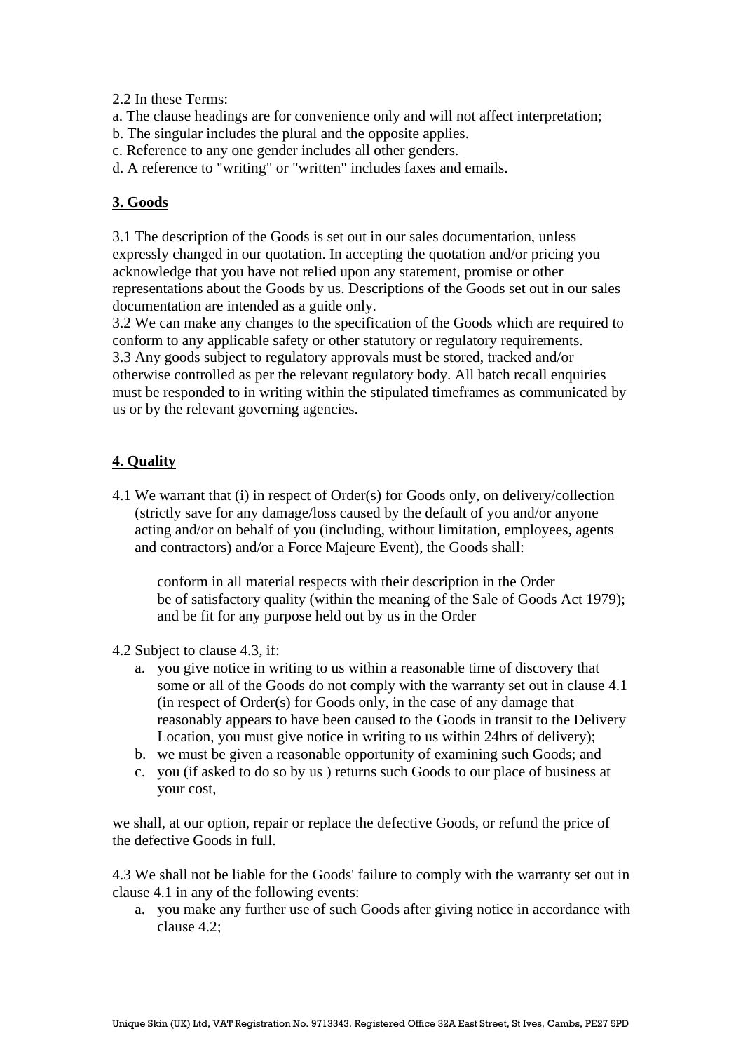2.2 In these Terms:
a. The clause headings are for convenience only and will not affect interpretation;
b. The singular includes the plural and the opposite applies.
c. Reference to any one gender includes all other genders.
d. A reference to "writing" or "written" includes faxes and emails.

## 3. Goods

3.1 The description of the Goods is set out in our sales documentation, unless expressly changed in our quotation. In accepting the quotation and/or pricing you acknowledge that you have not relied upon any statement, promise or other representations about the Goods by us. Descriptions of the Goods set out in our sales documentation are intended as a guide only.
3.2 We can make any changes to the specification of the Goods which are required to conform to any applicable safety or other statutory or regulatory requirements.
3.3 Any goods subject to regulatory approvals must be stored, tracked and/or otherwise controlled as per the relevant regulatory body. All batch recall enquiries must be responded to in writing within the stipulated timeframes as communicated by us or by the relevant governing agencies.

## 4. Quality

4.1 We warrant that (i) in respect of Order(s) for Goods only, on delivery/collection (strictly save for any damage/loss caused by the default of you and/or anyone acting and/or on behalf of you (including, without limitation, employees, agents and contractors) and/or a Force Majeure Event), the Goods shall:

conform in all material respects with their description in the Order
be of satisfactory quality (within the meaning of the Sale of Goods Act 1979);
and be fit for any purpose held out by us in the Order

4.2 Subject to clause 4.3, if:

a. you give notice in writing to us within a reasonable time of discovery that some or all of the Goods do not comply with the warranty set out in clause 4.1 (in respect of Order(s) for Goods only, in the case of any damage that reasonably appears to have been caused to the Goods in transit to the Delivery Location, you must give notice in writing to us within 24hrs of delivery);
b. we must be given a reasonable opportunity of examining such Goods; and
c. you (if asked to do so by us ) returns such Goods to our place of business at your cost,

we shall, at our option, repair or replace the defective Goods, or refund the price of the defective Goods in full.

4.3 We shall not be liable for the Goods' failure to comply with the warranty set out in clause 4.1 in any of the following events:

a. you make any further use of such Goods after giving notice in accordance with clause 4.2;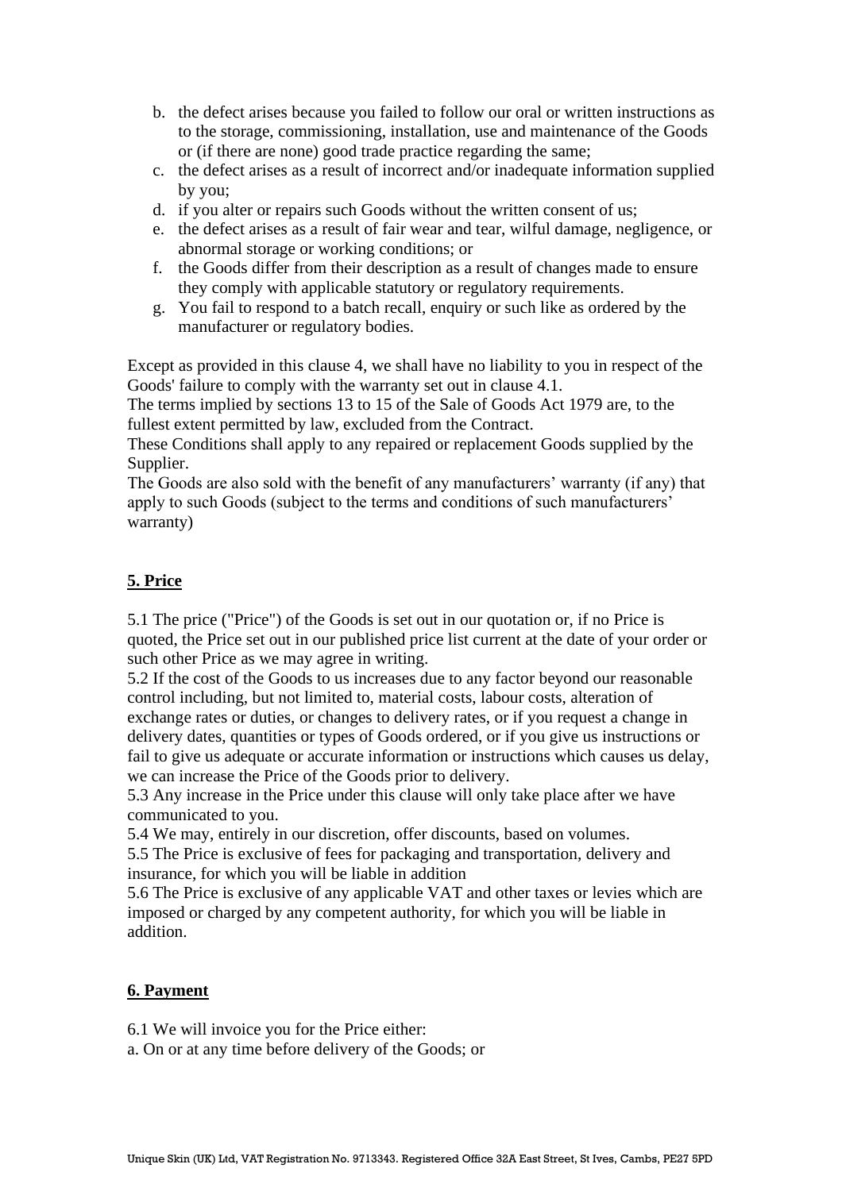b. the defect arises because you failed to follow our oral or written instructions as to the storage, commissioning, installation, use and maintenance of the Goods or (if there are none) good trade practice regarding the same;
c. the defect arises as a result of incorrect and/or inadequate information supplied by you;
d. if you alter or repairs such Goods without the written consent of us;
e. the defect arises as a result of fair wear and tear, wilful damage, negligence, or abnormal storage or working conditions; or
f. the Goods differ from their description as a result of changes made to ensure they comply with applicable statutory or regulatory requirements.
g. You fail to respond to a batch recall, enquiry or such like as ordered by the manufacturer or regulatory bodies.

Except as provided in this clause 4, we shall have no liability to you in respect of the Goods' failure to comply with the warranty set out in clause 4.1.
The terms implied by sections 13 to 15 of the Sale of Goods Act 1979 are, to the fullest extent permitted by law, excluded from the Contract.
These Conditions shall apply to any repaired or replacement Goods supplied by the Supplier.
The Goods are also sold with the benefit of any manufacturers' warranty (if any) that apply to such Goods (subject to the terms and conditions of such manufacturers' warranty)

## 5. Price

5.1 The price ("Price") of the Goods is set out in our quotation or, if no Price is quoted, the Price set out in our published price list current at the date of your order or such other Price as we may agree in writing.
5.2 If the cost of the Goods to us increases due to any factor beyond our reasonable control including, but not limited to, material costs, labour costs, alteration of exchange rates or duties, or changes to delivery rates, or if you request a change in delivery dates, quantities or types of Goods ordered, or if you give us instructions or fail to give us adequate or accurate information or instructions which causes us delay, we can increase the Price of the Goods prior to delivery.
5.3 Any increase in the Price under this clause will only take place after we have communicated to you.
5.4 We may, entirely in our discretion, offer discounts, based on volumes.
5.5 The Price is exclusive of fees for packaging and transportation, delivery and insurance, for which you will be liable in addition
5.6 The Price is exclusive of any applicable VAT and other taxes or levies which are imposed or charged by any competent authority, for which you will be liable in addition.

## 6. Payment

6.1 We will invoice you for the Price either:
a. On or at any time before delivery of the Goods; or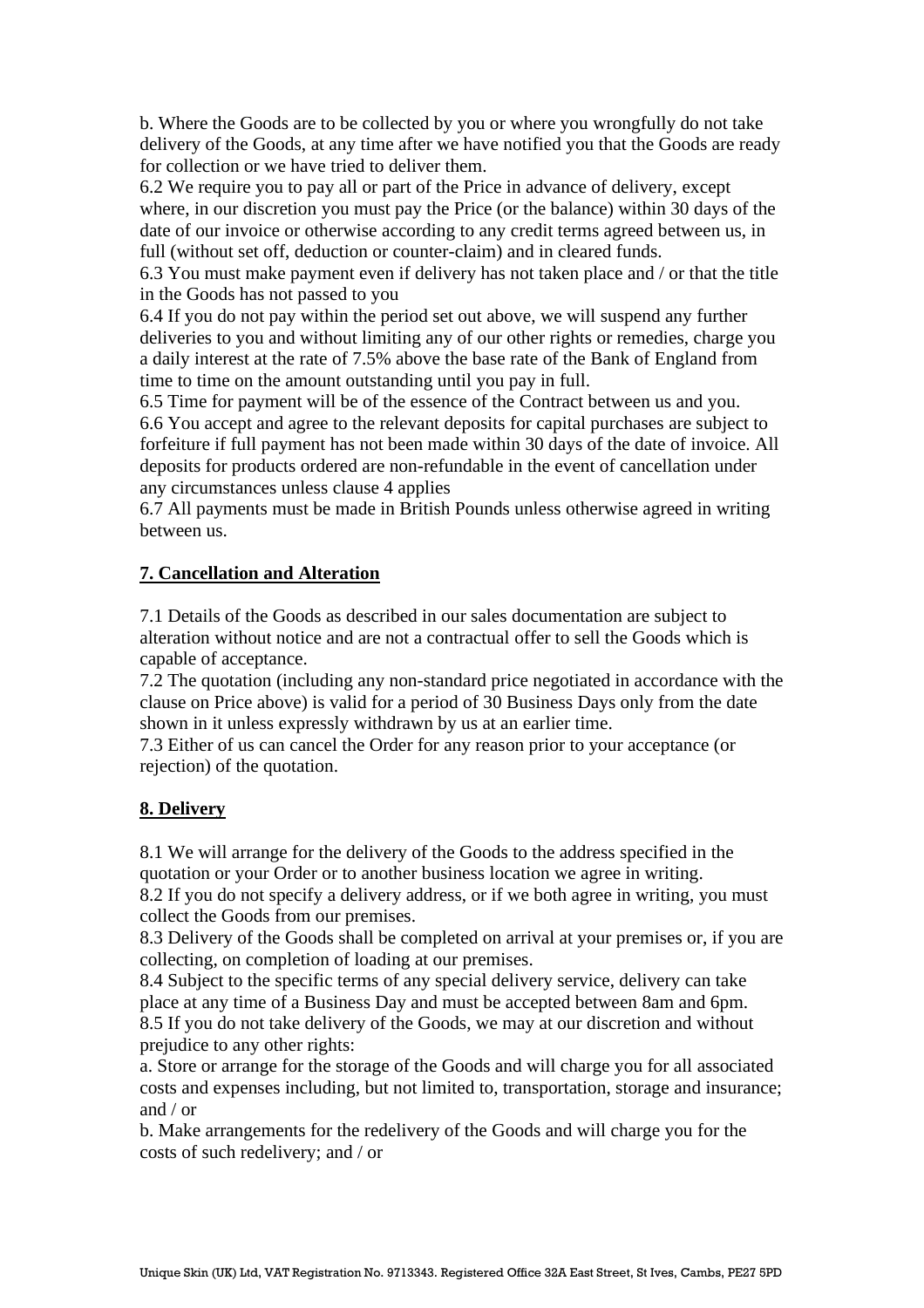b. Where the Goods are to be collected by you or where you wrongfully do not take delivery of the Goods, at any time after we have notified you that the Goods are ready for collection or we have tried to deliver them.

6.2 We require you to pay all or part of the Price in advance of delivery, except where, in our discretion you must pay the Price (or the balance) within 30 days of the date of our invoice or otherwise according to any credit terms agreed between us, in full (without set off, deduction or counter-claim) and in cleared funds.

6.3 You must make payment even if delivery has not taken place and / or that the title in the Goods has not passed to you

6.4 If you do not pay within the period set out above, we will suspend any further deliveries to you and without limiting any of our other rights or remedies, charge you a daily interest at the rate of 7.5% above the base rate of the Bank of England from time to time on the amount outstanding until you pay in full.

6.5 Time for payment will be of the essence of the Contract between us and you.

6.6 You accept and agree to the relevant deposits for capital purchases are subject to forfeiture if full payment has not been made within 30 days of the date of invoice. All deposits for products ordered are non-refundable in the event of cancellation under any circumstances unless clause 4 applies

6.7 All payments must be made in British Pounds unless otherwise agreed in writing between us.

## 7. Cancellation and Alteration

7.1 Details of the Goods as described in our sales documentation are subject to alteration without notice and are not a contractual offer to sell the Goods which is capable of acceptance.

7.2 The quotation (including any non-standard price negotiated in accordance with the clause on Price above) is valid for a period of 30 Business Days only from the date shown in it unless expressly withdrawn by us at an earlier time.

7.3 Either of us can cancel the Order for any reason prior to your acceptance (or rejection) of the quotation.

## 8. Delivery

8.1 We will arrange for the delivery of the Goods to the address specified in the quotation or your Order or to another business location we agree in writing.

8.2 If you do not specify a delivery address, or if we both agree in writing, you must collect the Goods from our premises.

8.3 Delivery of the Goods shall be completed on arrival at your premises or, if you are collecting, on completion of loading at our premises.

8.4 Subject to the specific terms of any special delivery service, delivery can take place at any time of a Business Day and must be accepted between 8am and 6pm.

8.5 If you do not take delivery of the Goods, we may at our discretion and without prejudice to any other rights:

a. Store or arrange for the storage of the Goods and will charge you for all associated costs and expenses including, but not limited to, transportation, storage and insurance; and / or

b. Make arrangements for the redelivery of the Goods and will charge you for the costs of such redelivery; and / or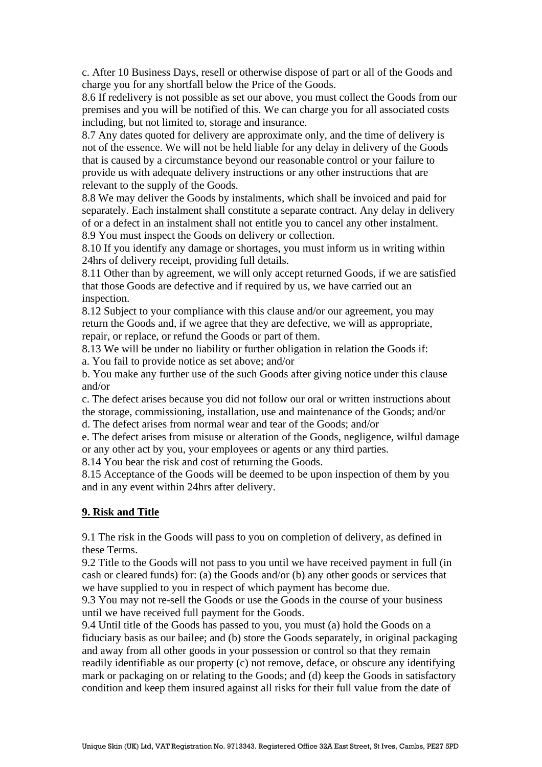c. After 10 Business Days, resell or otherwise dispose of part or all of the Goods and charge you for any shortfall below the Price of the Goods.

8.6 If redelivery is not possible as set our above, you must collect the Goods from our premises and you will be notified of this. We can charge you for all associated costs including, but not limited to, storage and insurance.

8.7 Any dates quoted for delivery are approximate only, and the time of delivery is not of the essence. We will not be held liable for any delay in delivery of the Goods that is caused by a circumstance beyond our reasonable control or your failure to provide us with adequate delivery instructions or any other instructions that are relevant to the supply of the Goods.

8.8 We may deliver the Goods by instalments, which shall be invoiced and paid for separately. Each instalment shall constitute a separate contract. Any delay in delivery of or a defect in an instalment shall not entitle you to cancel any other instalment.

8.9 You must inspect the Goods on delivery or collection.

8.10 If you identify any damage or shortages, you must inform us in writing within 24hrs of delivery receipt, providing full details.

8.11 Other than by agreement, we will only accept returned Goods, if we are satisfied that those Goods are defective and if required by us, we have carried out an inspection.

8.12 Subject to your compliance with this clause and/or our agreement, you may return the Goods and, if we agree that they are defective, we will as appropriate, repair, or replace, or refund the Goods or part of them.

8.13 We will be under no liability or further obligation in relation the Goods if:

a. You fail to provide notice as set above; and/or

b. You make any further use of the such Goods after giving notice under this clause and/or

c. The defect arises because you did not follow our oral or written instructions about the storage, commissioning, installation, use and maintenance of the Goods; and/or

d. The defect arises from normal wear and tear of the Goods; and/or

e. The defect arises from misuse or alteration of the Goods, negligence, wilful damage or any other act by you, your employees or agents or any third parties.

8.14 You bear the risk and cost of returning the Goods.

8.15 Acceptance of the Goods will be deemed to be upon inspection of them by you and in any event within 24hrs after delivery.

## 9. Risk and Title

9.1 The risk in the Goods will pass to you on completion of delivery, as defined in these Terms.

9.2 Title to the Goods will not pass to you until we have received payment in full (in cash or cleared funds) for: (a) the Goods and/or (b) any other goods or services that we have supplied to you in respect of which payment has become due.

9.3 You may not re-sell the Goods or use the Goods in the course of your business until we have received full payment for the Goods.

9.4 Until title of the Goods has passed to you, you must (a) hold the Goods on a fiduciary basis as our bailee; and (b) store the Goods separately, in original packaging and away from all other goods in your possession or control so that they remain readily identifiable as our property (c) not remove, deface, or obscure any identifying mark or packaging on or relating to the Goods; and (d) keep the Goods in satisfactory condition and keep them insured against all risks for their full value from the date of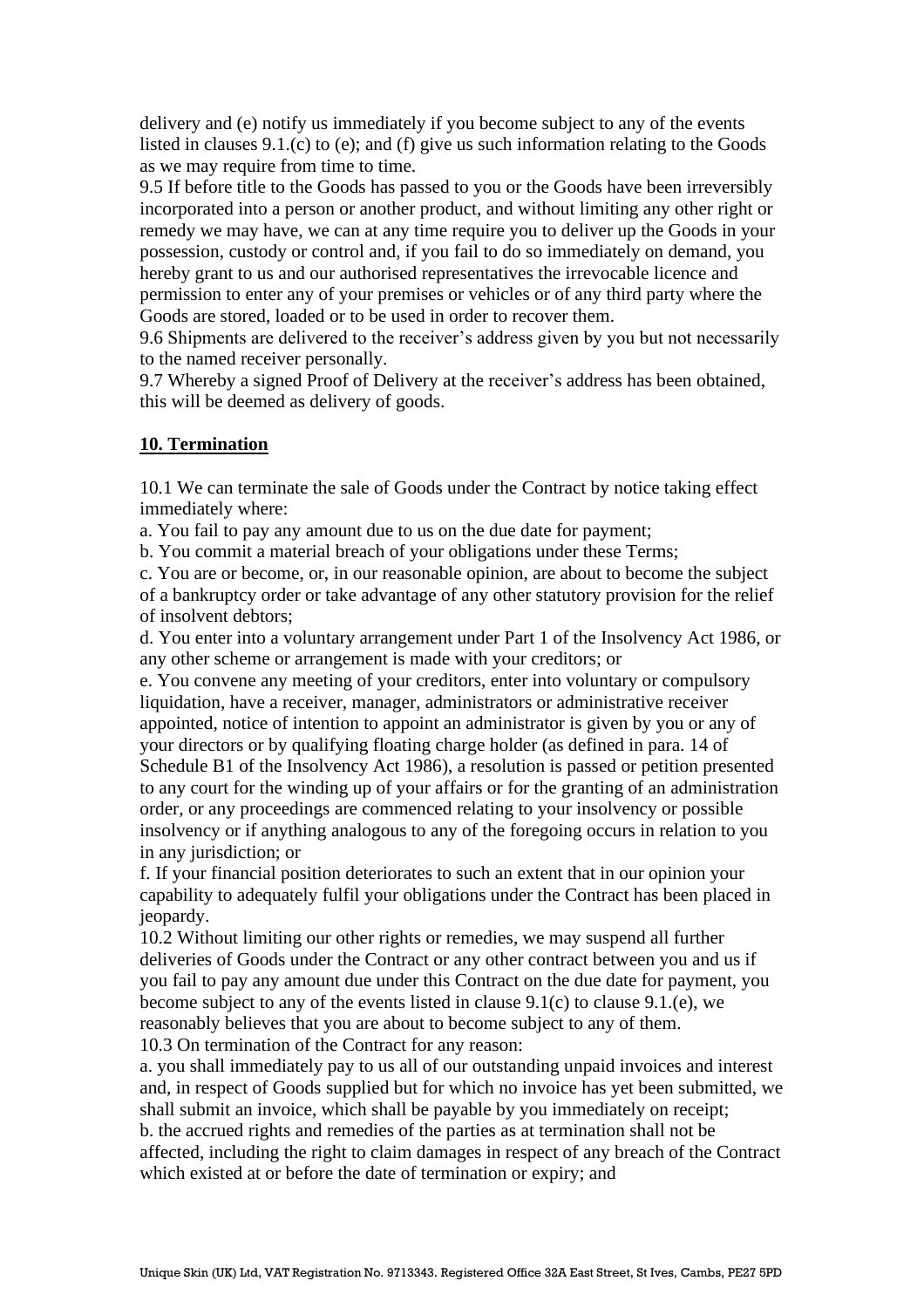delivery and (e) notify us immediately if you become subject to any of the events listed in clauses 9.1.(c) to (e); and (f) give us such information relating to the Goods as we may require from time to time.

9.5 If before title to the Goods has passed to you or the Goods have been irreversibly incorporated into a person or another product, and without limiting any other right or remedy we may have, we can at any time require you to deliver up the Goods in your possession, custody or control and, if you fail to do so immediately on demand, you hereby grant to us and our authorised representatives the irrevocable licence and permission to enter any of your premises or vehicles or of any third party where the Goods are stored, loaded or to be used in order to recover them.

9.6 Shipments are delivered to the receiver's address given by you but not necessarily to the named receiver personally.

9.7 Whereby a signed Proof of Delivery at the receiver's address has been obtained, this will be deemed as delivery of goods.

## 10. Termination

10.1 We can terminate the sale of Goods under the Contract by notice taking effect immediately where:

a. You fail to pay any amount due to us on the due date for payment;

b. You commit a material breach of your obligations under these Terms;

c. You are or become, or, in our reasonable opinion, are about to become the subject of a bankruptcy order or take advantage of any other statutory provision for the relief of insolvent debtors;

d. You enter into a voluntary arrangement under Part 1 of the Insolvency Act 1986, or any other scheme or arrangement is made with your creditors; or

e. You convene any meeting of your creditors, enter into voluntary or compulsory liquidation, have a receiver, manager, administrators or administrative receiver appointed, notice of intention to appoint an administrator is given by you or any of your directors or by qualifying floating charge holder (as defined in para. 14 of Schedule B1 of the Insolvency Act 1986), a resolution is passed or petition presented to any court for the winding up of your affairs or for the granting of an administration order, or any proceedings are commenced relating to your insolvency or possible insolvency or if anything analogous to any of the foregoing occurs in relation to you in any jurisdiction; or

f. If your financial position deteriorates to such an extent that in our opinion your capability to adequately fulfil your obligations under the Contract has been placed in jeopardy.

10.2 Without limiting our other rights or remedies, we may suspend all further deliveries of Goods under the Contract or any other contract between you and us if you fail to pay any amount due under this Contract on the due date for payment, you become subject to any of the events listed in clause 9.1(c) to clause 9.1.(e), we reasonably believes that you are about to become subject to any of them.

10.3 On termination of the Contract for any reason:

a. you shall immediately pay to us all of our outstanding unpaid invoices and interest and, in respect of Goods supplied but for which no invoice has yet been submitted, we shall submit an invoice, which shall be payable by you immediately on receipt;

b. the accrued rights and remedies of the parties as at termination shall not be affected, including the right to claim damages in respect of any breach of the Contract which existed at or before the date of termination or expiry; and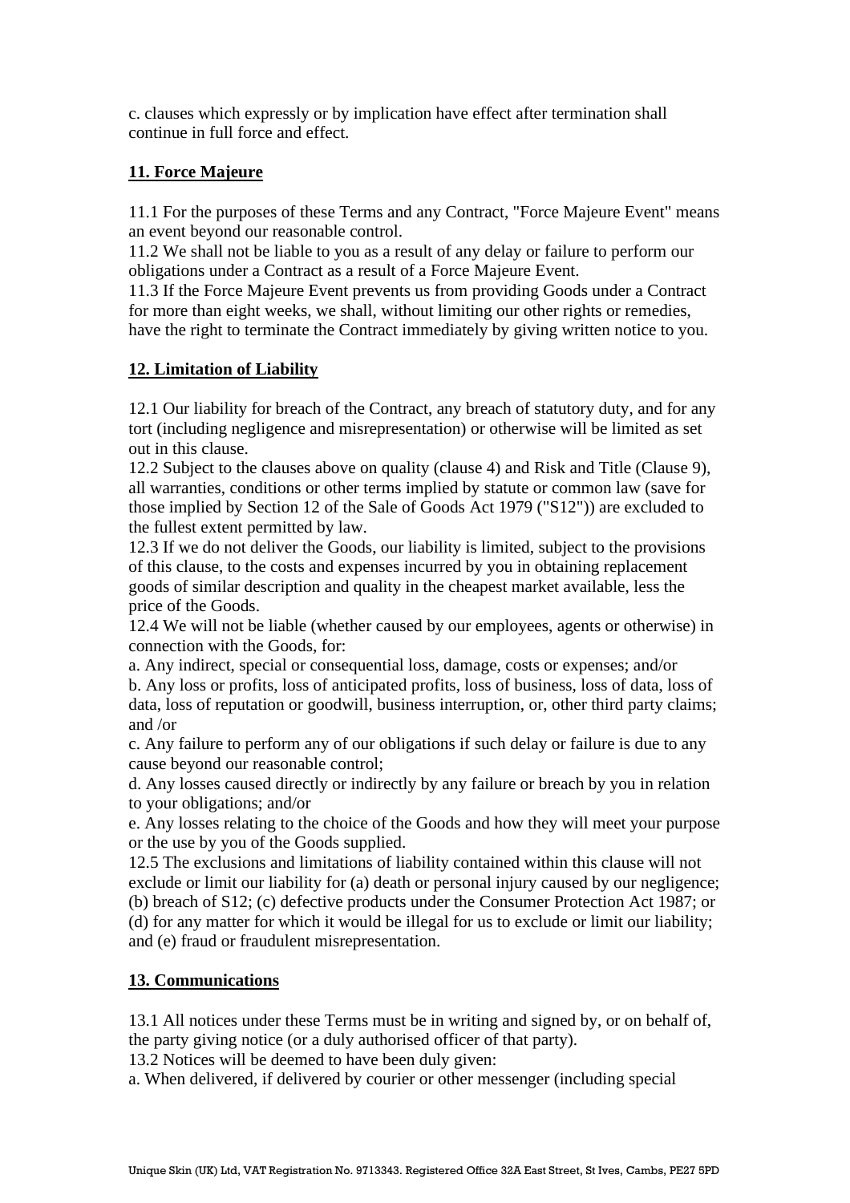c. clauses which expressly or by implication have effect after termination shall continue in full force and effect.

**11. Force Majeure**

11.1 For the purposes of these Terms and any Contract, "Force Majeure Event" means an event beyond our reasonable control.
11.2 We shall not be liable to you as a result of any delay or failure to perform our obligations under a Contract as a result of a Force Majeure Event.
11.3 If the Force Majeure Event prevents us from providing Goods under a Contract for more than eight weeks, we shall, without limiting our other rights or remedies, have the right to terminate the Contract immediately by giving written notice to you.

**12. Limitation of Liability**

12.1 Our liability for breach of the Contract, any breach of statutory duty, and for any tort (including negligence and misrepresentation) or otherwise will be limited as set out in this clause.
12.2 Subject to the clauses above on quality (clause 4) and Risk and Title (Clause 9), all warranties, conditions or other terms implied by statute or common law (save for those implied by Section 12 of the Sale of Goods Act 1979 ("S12")) are excluded to the fullest extent permitted by law.
12.3 If we do not deliver the Goods, our liability is limited, subject to the provisions of this clause, to the costs and expenses incurred by you in obtaining replacement goods of similar description and quality in the cheapest market available, less the price of the Goods.
12.4 We will not be liable (whether caused by our employees, agents or otherwise) in connection with the Goods, for:
a. Any indirect, special or consequential loss, damage, costs or expenses; and/or
b. Any loss or profits, loss of anticipated profits, loss of business, loss of data, loss of data, loss of reputation or goodwill, business interruption, or, other third party claims; and /or
c. Any failure to perform any of our obligations if such delay or failure is due to any cause beyond our reasonable control;
d. Any losses caused directly or indirectly by any failure or breach by you in relation to your obligations; and/or
e. Any losses relating to the choice of the Goods and how they will meet your purpose or the use by you of the Goods supplied.
12.5 The exclusions and limitations of liability contained within this clause will not exclude or limit our liability for (a) death or personal injury caused by our negligence; (b) breach of S12; (c) defective products under the Consumer Protection Act 1987; or (d) for any matter for which it would be illegal for us to exclude or limit our liability; and (e) fraud or fraudulent misrepresentation.

**13. Communications**

13.1 All notices under these Terms must be in writing and signed by, or on behalf of, the party giving notice (or a duly authorised officer of that party).
13.2 Notices will be deemed to have been duly given:
a. When delivered, if delivered by courier or other messenger (including special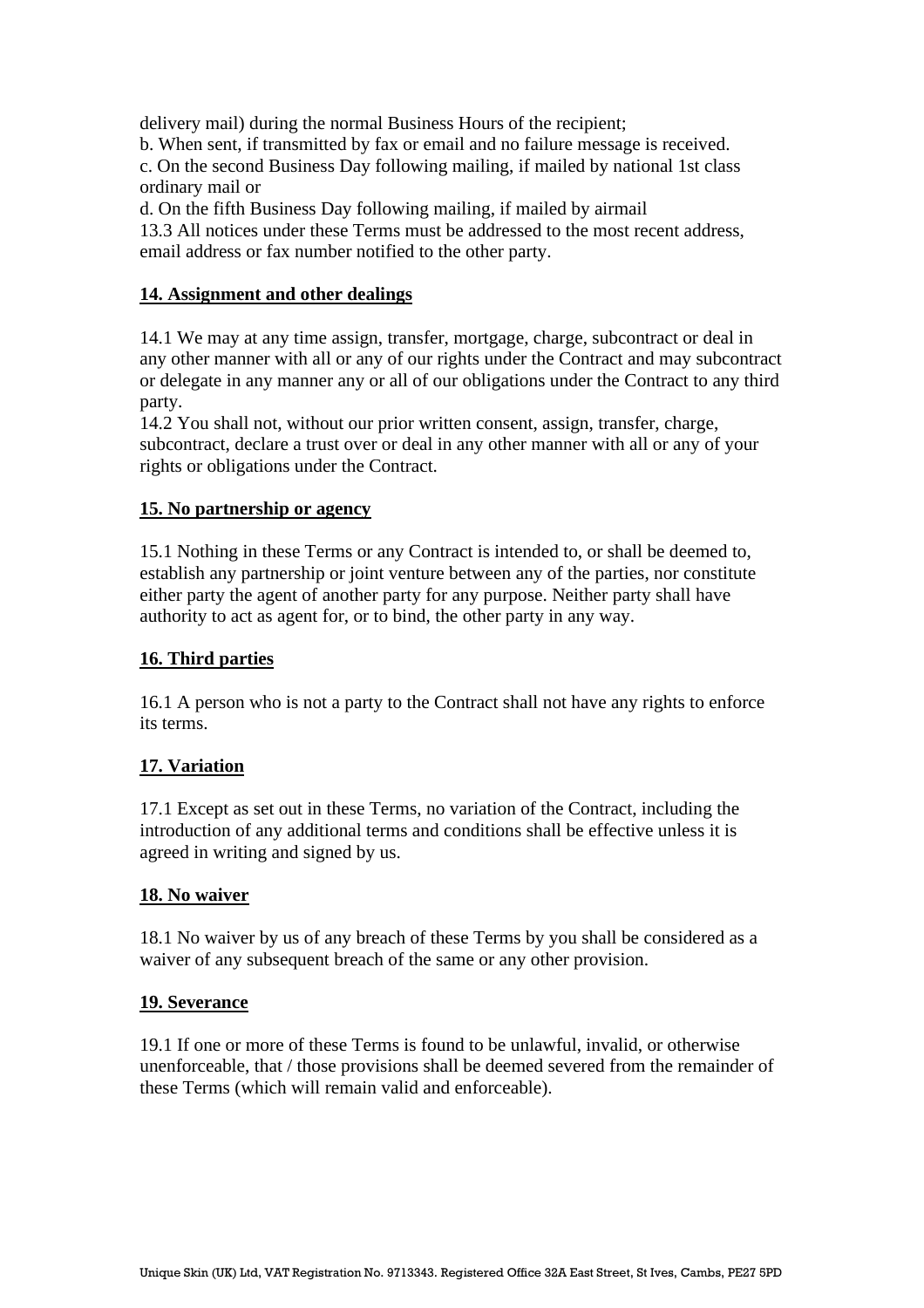delivery mail) during the normal Business Hours of the recipient;
b. When sent, if transmitted by fax or email and no failure message is received.
c. On the second Business Day following mailing, if mailed by national 1st class ordinary mail or
d. On the fifth Business Day following mailing, if mailed by airmail
13.3 All notices under these Terms must be addressed to the most recent address, email address or fax number notified to the other party.

**14. Assignment and other dealings**

14.1 We may at any time assign, transfer, mortgage, charge, subcontract or deal in any other manner with all or any of our rights under the Contract and may subcontract or delegate in any manner any or all of our obligations under the Contract to any third party.
14.2 You shall not, without our prior written consent, assign, transfer, charge, subcontract, declare a trust over or deal in any other manner with all or any of your rights or obligations under the Contract.

**15. No partnership or agency**

15.1 Nothing in these Terms or any Contract is intended to, or shall be deemed to, establish any partnership or joint venture between any of the parties, nor constitute either party the agent of another party for any purpose. Neither party shall have authority to act as agent for, or to bind, the other party in any way.

**16. Third parties**

16.1 A person who is not a party to the Contract shall not have any rights to enforce its terms.

**17. Variation**

17.1 Except as set out in these Terms, no variation of the Contract, including the introduction of any additional terms and conditions shall be effective unless it is agreed in writing and signed by us.

**18. No waiver**

18.1 No waiver by us of any breach of these Terms by you shall be considered as a waiver of any subsequent breach of the same or any other provision.

**19. Severance**

19.1 If one or more of these Terms is found to be unlawful, invalid, or otherwise unenforceable, that / those provisions shall be deemed severed from the remainder of these Terms (which will remain valid and enforceable).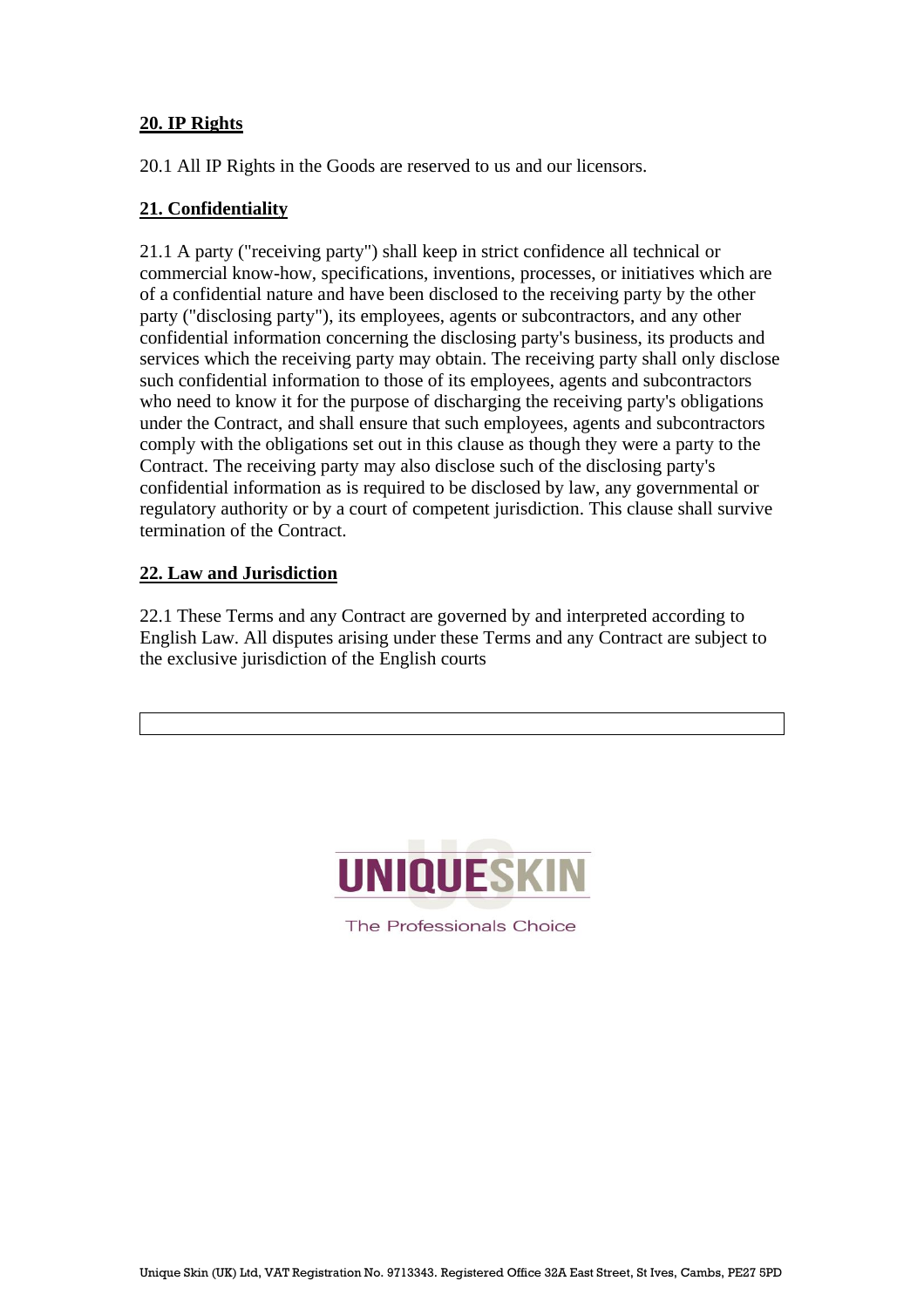## 20. IP Rights

20.1 All IP Rights in the Goods are reserved to us and our licensors.

## 21. Confidentiality

21.1 A party ("receiving party") shall keep in strict confidence all technical or commercial know-how, specifications, inventions, processes, or initiatives which are of a confidential nature and have been disclosed to the receiving party by the other party ("disclosing party"), its employees, agents or subcontractors, and any other confidential information concerning the disclosing party's business, its products and services which the receiving party may obtain. The receiving party shall only disclose such confidential information to those of its employees, agents and subcontractors who need to know it for the purpose of discharging the receiving party's obligations under the Contract, and shall ensure that such employees, agents and subcontractors comply with the obligations set out in this clause as though they were a party to the Contract. The receiving party may also disclose such of the disclosing party's confidential information as is required to be disclosed by law, any governmental or regulatory authority or by a court of competent jurisdiction. This clause shall survive termination of the Contract.

## 22. Law and Jurisdiction

22.1 These Terms and any Contract are governed by and interpreted according to English Law. All disputes arising under these Terms and any Contract are subject to the exclusive jurisdiction of the English courts

UNIQUESKIN

The Professionals Choice

Unique Skin (UK) Ltd, VAT Registration No. 9713343. Registered Office 32A East Street, St Ives, Cambs, PE27 5PD